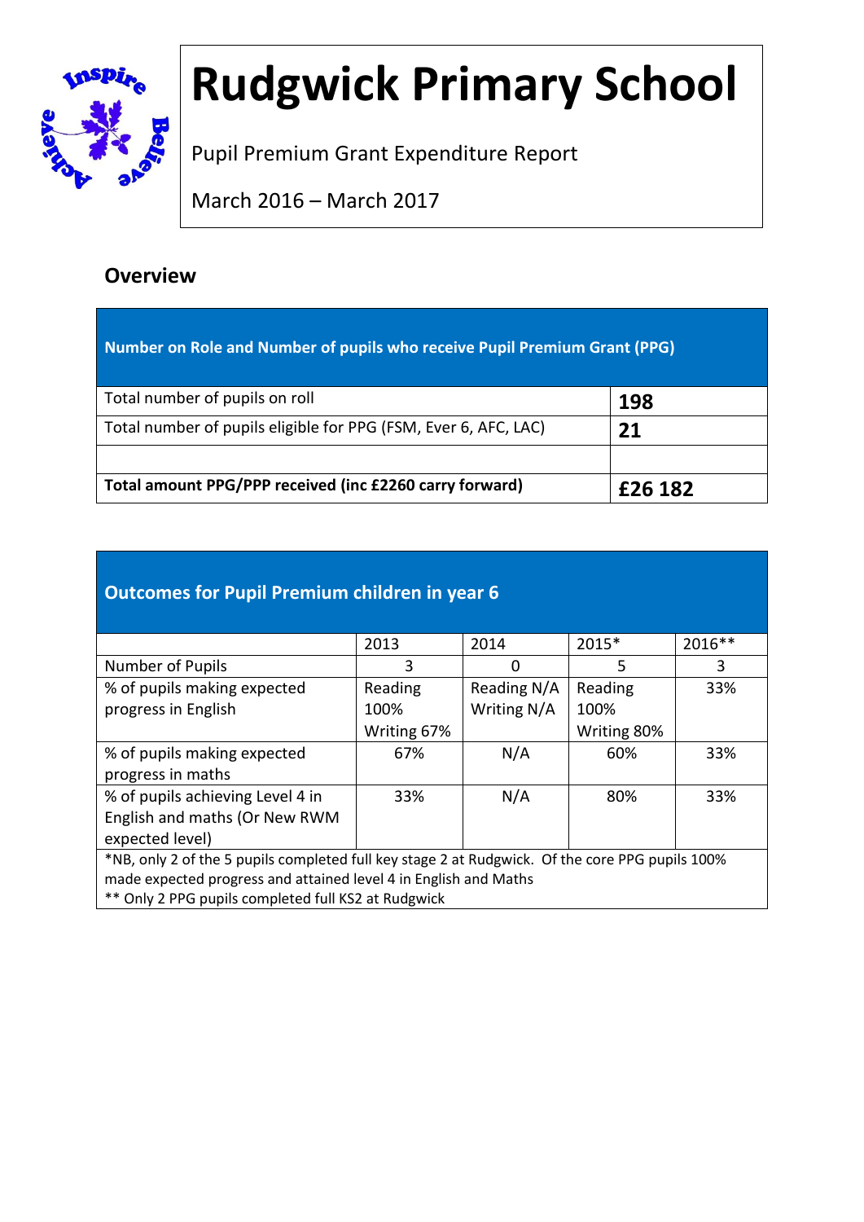# Rudgwick Primary School

Pupil Premium Grant Expenditure Report

March 2016 – March 2017

## Overview

| Number on Role and Number of pupils who receive Pupil Premium Grant (PPG) | |
|---|---|
| Total number of pupils on roll | **198** |
| Total number of pupils eligible for PPG (FSM, Ever 6, AFC, LAC) | **21** |
| | |
| **Total amount PPG/PPP received (inc £2260 carry forward)** | **£26 182** |

| Outcomes for Pupil Premium children in year 6 | | | | |
|---|---|---|---|---|
| | 2013 | 2014 | 2015* | 2016** |
| Number of Pupils | 3 | 0 | 5 | 3 |
| % of pupils making expected progress in English | Reading 100% Writing 67% | Reading N/A Writing N/A | Reading 100% Writing 80% | 33% |
| % of pupils making expected progress in maths | 67% | N/A | 60% | 33% |
| % of pupils achieving Level 4 in English and maths (Or New RWM expected level) | 33% | N/A | 80% | 33% |

*NB, only 2 of the 5 pupils completed full key stage 2 at Rudgwick. Of the core PPG pupils 100% made expected progress and attained level 4 in English and Maths
** Only 2 PPG pupils completed full KS2 at Rudgwick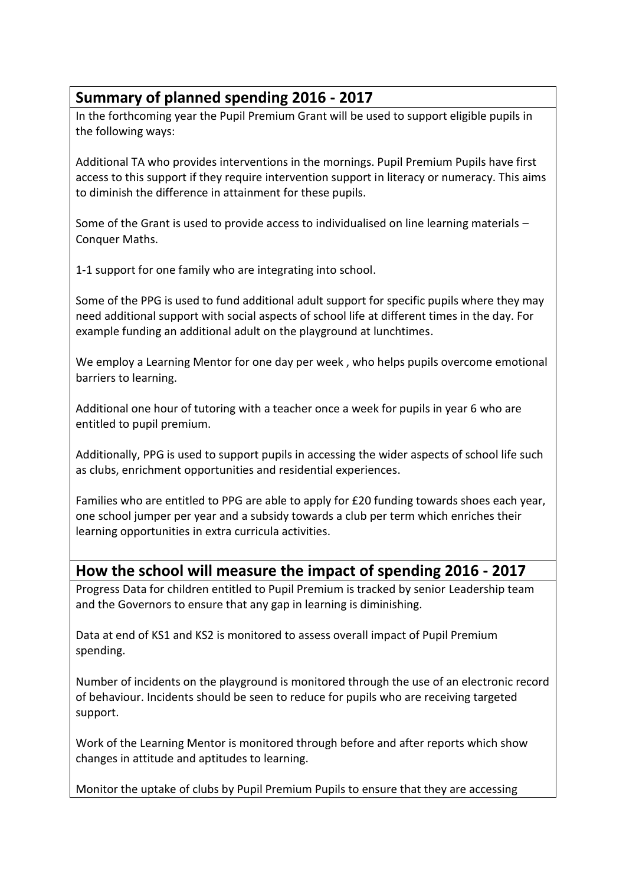## Summary of planned spending 2016 - 2017

In the forthcoming year the Pupil Premium Grant will be used to support eligible pupils in the following ways:

Additional TA who provides interventions in the mornings. Pupil Premium Pupils have first access to this support if they require intervention support in literacy or numeracy. This aims to diminish the difference in attainment for these pupils.

Some of the Grant is used to provide access to individualised on line learning materials – Conquer Maths.

1-1 support for one family who are integrating into school.

Some of the PPG is used to fund additional adult support for specific pupils where they may need additional support with social aspects of school life at different times in the day. For example funding an additional adult on the playground at lunchtimes.

We employ a Learning Mentor for one day per week , who helps pupils overcome emotional barriers to learning.

Additional one hour of tutoring with a teacher once a week for pupils in year 6 who are entitled to pupil premium.

Additionally, PPG is used to support pupils in accessing the wider aspects of school life such as clubs, enrichment opportunities and residential experiences.

Families who are entitled to PPG are able to apply for £20 funding towards shoes each year, one school jumper per year and a subsidy towards a club per term which enriches their learning opportunities in extra curricula activities.

## How the school will measure the impact of spending 2016 - 2017

Progress Data for children entitled to Pupil Premium is tracked by senior Leadership team and the Governors to ensure that any gap in learning is diminishing.

Data at end of KS1 and KS2 is monitored to assess overall impact of Pupil Premium spending.

Number of incidents on the playground is monitored through the use of an electronic record of behaviour. Incidents should be seen to reduce for pupils who are receiving targeted support.

Work of the Learning Mentor is monitored through before and after reports which show changes in attitude and aptitudes to learning.

Monitor the uptake of clubs by Pupil Premium Pupils to ensure that they are accessing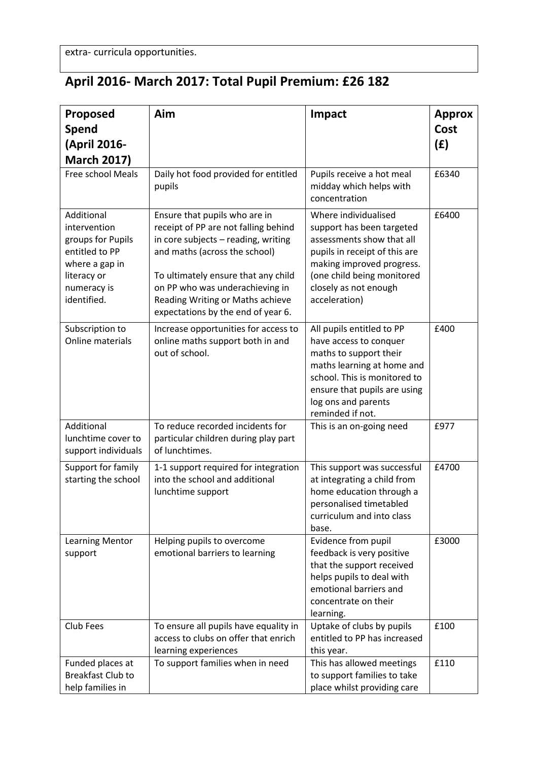extra- curricula opportunities.

## April 2016- March 2017: Total Pupil Premium: £26 182

| Proposed Spend (April 2016- March 2017) | Aim | Impact | Approx Cost (£) |
|---|---|---|---|
| Free school Meals | Daily hot food provided for entitled pupils | Pupils receive a hot meal midday which helps with concentration | £6340 |
| Additional intervention groups for Pupils entitled to PP where a gap in literacy or numeracy is identified. | Ensure that pupils who are in receipt of PP are not falling behind in core subjects – reading, writing and maths (across the school)<br><br>To ultimately ensure that any child on PP who was underachieving in Reading Writing or Maths achieve expectations by the end of year 6. | Where individualised support has been targeted assessments show that all pupils in receipt of this are making improved progress. (one child being monitored closely as not enough acceleration) | £6400 |
| Subscription to Online materials | Increase opportunities for access to online maths support both in and out of school. | All pupils entitled to PP have access to conquer maths to support their maths learning at home and school. This is monitored to ensure that pupils are using log ons and parents reminded if not. | £400 |
| Additional lunchtime cover to support individuals | To reduce recorded incidents for particular children during play part of lunchtimes. | This is an on-going need | £977 |
| Support for family starting the school | 1-1 support required for integration into the school and additional lunchtime support | This support was successful at integrating a child from home education through a personalised timetabled curriculum and into class base. | £4700 |
| Learning Mentor support | Helping pupils to overcome emotional barriers to learning | Evidence from pupil feedback is very positive that the support received helps pupils to deal with emotional barriers and concentrate on their learning. | £3000 |
| Club Fees | To ensure all pupils have equality in access to clubs on offer that enrich learning experiences | Uptake of clubs by pupils entitled to PP has increased this year. | £100 |
| Funded places at Breakfast Club to help families in | To support families when in need | This has allowed meetings to support families to take place whilst providing care | £110 |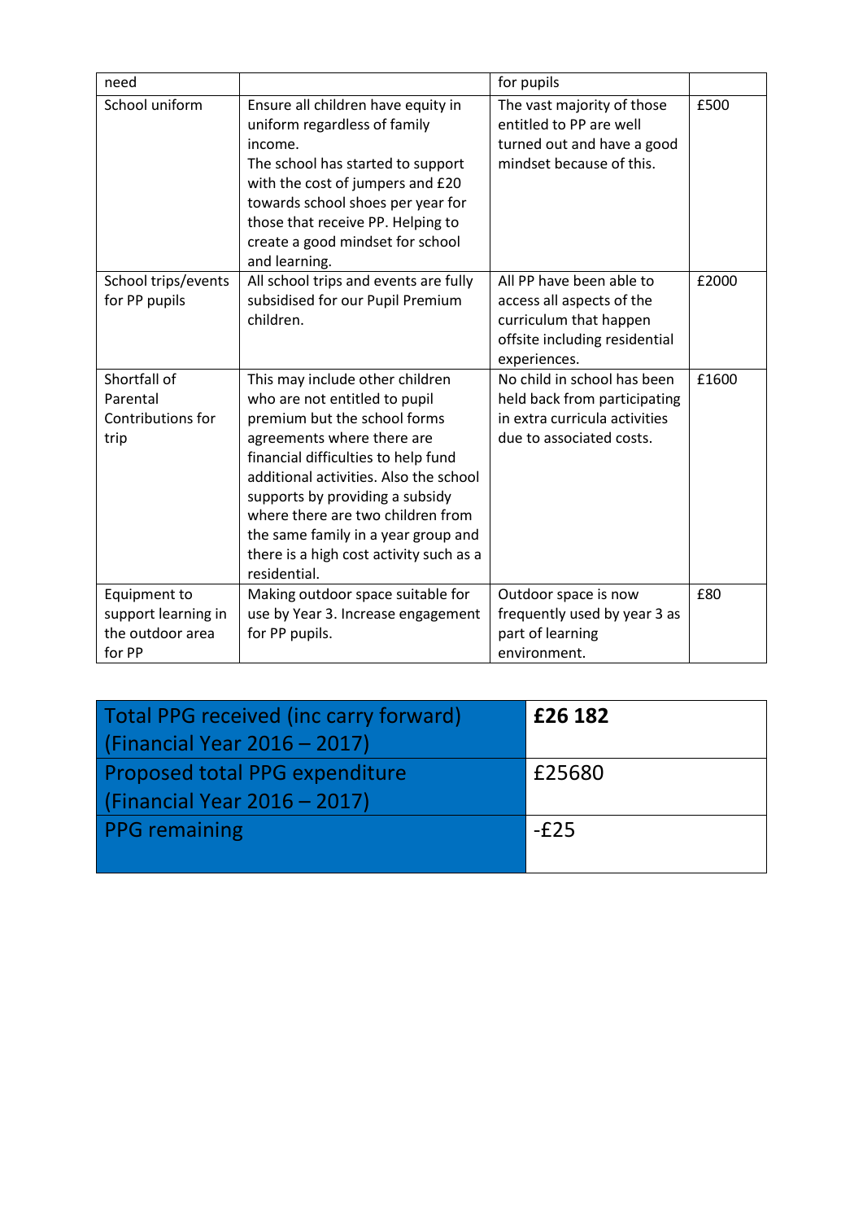| | | | |
|---|---|---|---|
| need | | for pupils | |
| School uniform | Ensure all children have equity in uniform regardless of family income.<br>The school has started to support with the cost of jumpers and £20 towards school shoes per year for those that receive PP. Helping to create a good mindset for school and learning. | The vast majority of those entitled to PP are well turned out and have a good mindset because of this. | £500 |
| School trips/events for PP pupils | All school trips and events are fully subsidised for our Pupil Premium children. | All PP have been able to access all aspects of the curriculum that happen offsite including residential experiences. | £2000 |
| Shortfall of Parental Contributions for trip | This may include other children who are not entitled to pupil premium but the school forms agreements where there are financial difficulties to help fund additional activities. Also the school supports by providing a subsidy where there are two children from the same family in a year group and there is a high cost activity such as a residential. | No child in school has been held back from participating in extra curricula activities due to associated costs. | £1600 |
| Equipment to support learning in the outdoor area for PP | Making outdoor space suitable for use by Year 3. Increase engagement for PP pupils. | Outdoor space is now frequently used by year 3 as part of learning environment. | £80 |

| | |
|---|---|
| Total PPG received (inc carry forward) (Financial Year 2016 – 2017) | **£26 182** |
| Proposed total PPG expenditure (Financial Year 2016 – 2017) | £25680 |
| PPG remaining | -£25 |